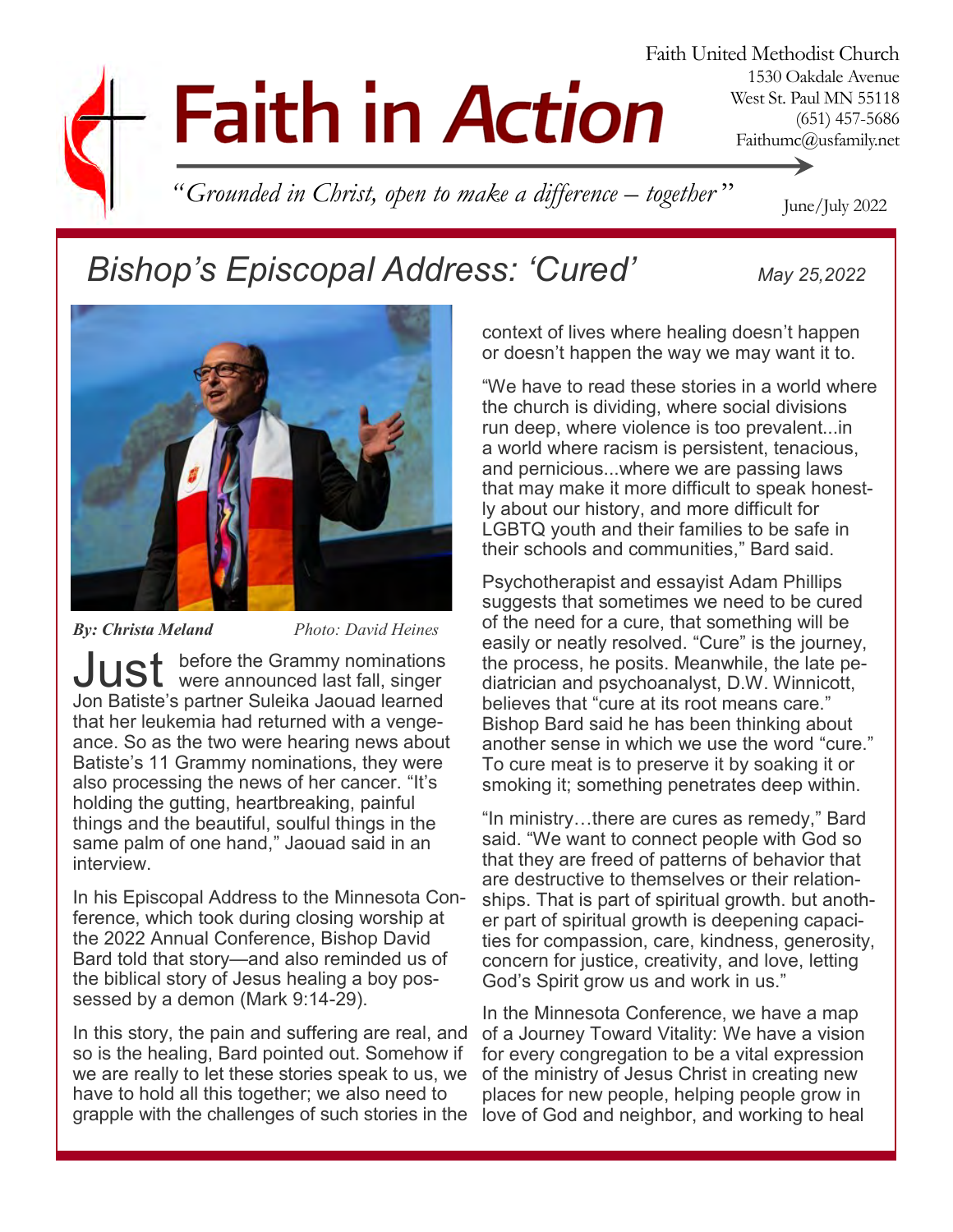# Faith in Action

Faith United Methodist Church
1530 Oakdale Avenue
West St. Paul MN 55118
(651) 457-5686
Faithumc@usfamily.net

*"Grounded in Christ, open to make a difference – together"*

June/July 2022

## Bishop's Episcopal Address: 'Cured'

*May 25,2022*

***By: Christa Meland*** *Photo: David Heines*

Just before the Grammy nominations were announced last fall, singer Jon Batiste's partner Suleika Jaouad learned that her leukemia had returned with a vengeance. So as the two were hearing news about Batiste's 11 Grammy nominations, they were also processing the news of her cancer. "It's holding the gutting, heartbreaking, painful things and the beautiful, soulful things in the same palm of one hand," Jaouad said in an interview.

In his Episcopal Address to the Minnesota Conference, which took during closing worship at the 2022 Annual Conference, Bishop David Bard told that story—and also reminded us of the biblical story of Jesus healing a boy possessed by a demon (Mark 9:14-29).

In this story, the pain and suffering are real, and so is the healing, Bard pointed out. Somehow if we are really to let these stories speak to us, we have to hold all this together; we also need to grapple with the challenges of such stories in the context of lives where healing doesn't happen or doesn't happen the way we may want it to.

"We have to read these stories in a world where the church is dividing, where social divisions run deep, where violence is too prevalent...in a world where racism is persistent, tenacious, and pernicious...where we are passing laws that may make it more difficult to speak honestly about our history, and more difficult for LGBTQ youth and their families to be safe in their schools and communities," Bard said.

Psychotherapist and essayist Adam Phillips suggests that sometimes we need to be cured of the need for a cure, that something will be easily or neatly resolved. "Cure" is the journey, the process, he posits. Meanwhile, the late pediatrician and psychoanalyst, D.W. Winnicott, believes that "cure at its root means care." Bishop Bard said he has been thinking about another sense in which we use the word "cure." To cure meat is to preserve it by soaking it or smoking it; something penetrates deep within.

"In ministry…there are cures as remedy," Bard said. "We want to connect people with God so that they are freed of patterns of behavior that are destructive to themselves or their relationships. That is part of spiritual growth. but another part of spiritual growth is deepening capacities for compassion, care, kindness, generosity, concern for justice, creativity, and love, letting God's Spirit grow us and work in us."

In the Minnesota Conference, we have a map of a Journey Toward Vitality: We have a vision for every congregation to be a vital expression of the ministry of Jesus Christ in creating new places for new people, helping people grow in love of God and neighbor, and working to heal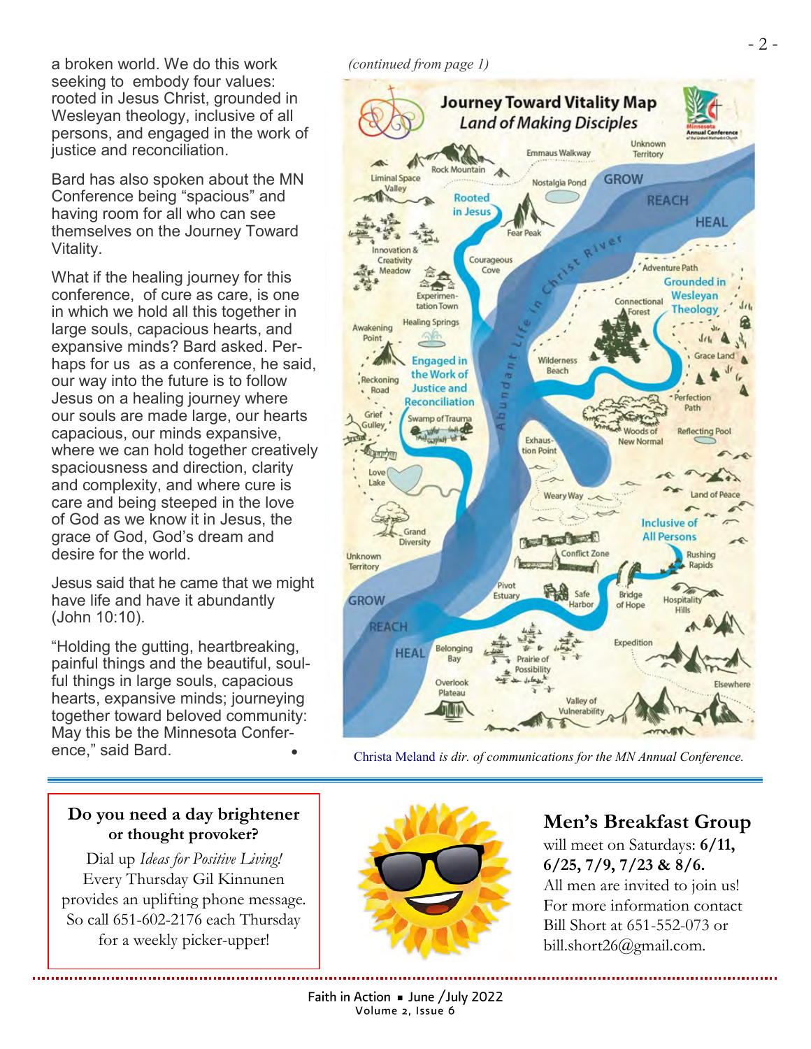a broken world. We do this work seeking to embody four values: rooted in Jesus Christ, grounded in Wesleyan theology, inclusive of all persons, and engaged in the work of justice and reconciliation.

Bard has also spoken about the MN Conference being "spacious" and having room for all who can see themselves on the Journey Toward Vitality.

What if the healing journey for this conference, of cure as care, is one in which we hold all this together in large souls, capacious hearts, and expansive minds? Bard asked. Perhaps for us as a conference, he said, our way into the future is to follow Jesus on a healing journey where our souls are made large, our hearts capacious, our minds expansive, where we can hold together creatively spaciousness and direction, clarity and complexity, and where cure is care and being steeped in the love of God as we know it in Jesus, the grace of God, God's dream and desire for the world.

Jesus said that he came that we might have life and have it abundantly (John 10:10).

"Holding the gutting, heartbreaking, painful things and the beautiful, soulful things in large souls, capacious hearts, expansive minds; journeying together toward beloved community: May this be the Minnesota Conference," said Bard.

*(continued from page 1)*

Christa Meland *is dir. of communications for the MN Annual Conference.*

---

**Do you need a day brightener or thought provoker?**

Dial up *Ideas for Positive Living!* Every Thursday Gil Kinnunen provides an uplifting phone message. So call 651-602-2176 each Thursday for a weekly picker-upper!

## Men's Breakfast Group

will meet on Saturdays: **6/11, 6/25, 7/9, 7/23 & 8/6.**

All men are invited to join us! For more information contact Bill Short at 651-552-073 or bill.short26@gmail.com.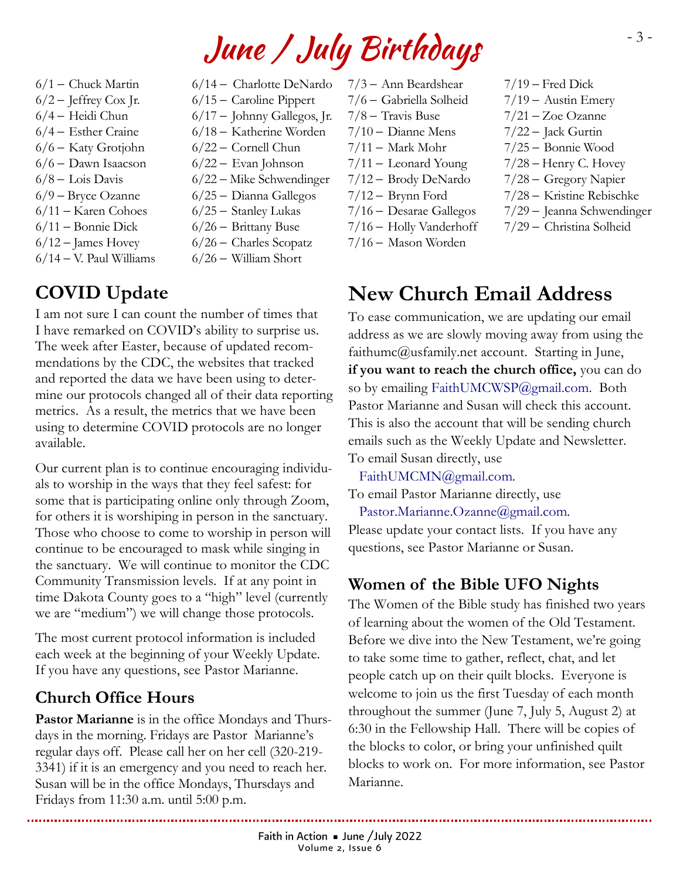# June / July Birthdays

6/1 – Chuck Martin
6/2 – Jeffrey Cox Jr.
6/4 – Heidi Chun
6/4 – Esther Craine
6/6 – Katy Grotjohn
6/6 – Dawn Isaacson
6/8 – Lois Davis
6/9 – Bryce Ozanne
6/11 – Karen Cohoes
6/11 – Bonnie Dick
6/12 – James Hovey
6/14 – V. Paul Williams
6/14 – Charlotte DeNardo
6/15 – Caroline Pippert
6/17 – Johnny Gallegos, Jr.
6/18 – Katherine Worden
6/22 – Cornell Chun
6/22 – Evan Johnson
6/22 – Mike Schwendinger
6/25 – Dianna Gallegos
6/25 – Stanley Lukas
6/26 – Brittany Buse
6/26 – Charles Scopatz
6/26 – William Short
7/3 – Ann Beardshear
7/6 – Gabriella Solheid
7/8 – Travis Buse
7/10 – Dianne Mens
7/11 – Mark Mohr
7/11 – Leonard Young
7/12 – Brody DeNardo
7/12 – Brynn Ford
7/16 – Desarae Gallegos
7/16 – Holly Vanderhoff
7/16 – Mason Worden
7/19 – Fred Dick
7/19 – Austin Emery
7/21 – Zoe Ozanne
7/22 – Jack Gurtin
7/25 – Bonnie Wood
7/28 – Henry C. Hovey
7/28 – Gregory Napier
7/28 – Kristine Rebischke
7/29 – Jeanna Schwendinger
7/29 – Christina Solheid

## COVID Update

I am not sure I can count the number of times that I have remarked on COVID's ability to surprise us. The week after Easter, because of updated recommendations by the CDC, the websites that tracked and reported the data we have been using to determine our protocols changed all of their data reporting metrics. As a result, the metrics that we have been using to determine COVID protocols are no longer available.

Our current plan is to continue encouraging individuals to worship in the ways that they feel safest: for some that is participating online only through Zoom, for others it is worshiping in person in the sanctuary. Those who choose to come to worship in person will continue to be encouraged to mask while singing in the sanctuary. We will continue to monitor the CDC Community Transmission levels. If at any point in time Dakota County goes to a "high" level (currently we are "medium") we will change those protocols.

The most current protocol information is included each week at the beginning of your Weekly Update. If you have any questions, see Pastor Marianne.

### Church Office Hours

**Pastor Marianne** is in the office Mondays and Thursdays in the morning. Fridays are Pastor Marianne's regular days off. Please call her on her cell (320-219-3341) if it is an emergency and you need to reach her. Susan will be in the office Mondays, Thursdays and Fridays from 11:30 a.m. until 5:00 p.m.

## New Church Email Address

To ease communication, we are updating our email address as we are slowly moving away from using the faithumc@usfamily.net account. Starting in June, **if you want to reach the church office,** you can do so by emailing FaithUMCWSP@gmail.com. Both Pastor Marianne and Susan will check this account. This is also the account that will be sending church emails such as the Weekly Update and Newsletter. To email Susan directly, use FaithUMCMN@gmail.com.

To email Pastor Marianne directly, use Pastor.Marianne.Ozanne@gmail.com.

Please update your contact lists. If you have any questions, see Pastor Marianne or Susan.

### Women of the Bible UFO Nights

The Women of the Bible study has finished two years of learning about the women of the Old Testament. Before we dive into the New Testament, we're going to take some time to gather, reflect, chat, and let people catch up on their quilt blocks. Everyone is welcome to join us the first Tuesday of each month throughout the summer (June 7, July 5, August 2) at 6:30 in the Fellowship Hall. There will be copies of the blocks to color, or bring your unfinished quilt blocks to work on. For more information, see Pastor Marianne.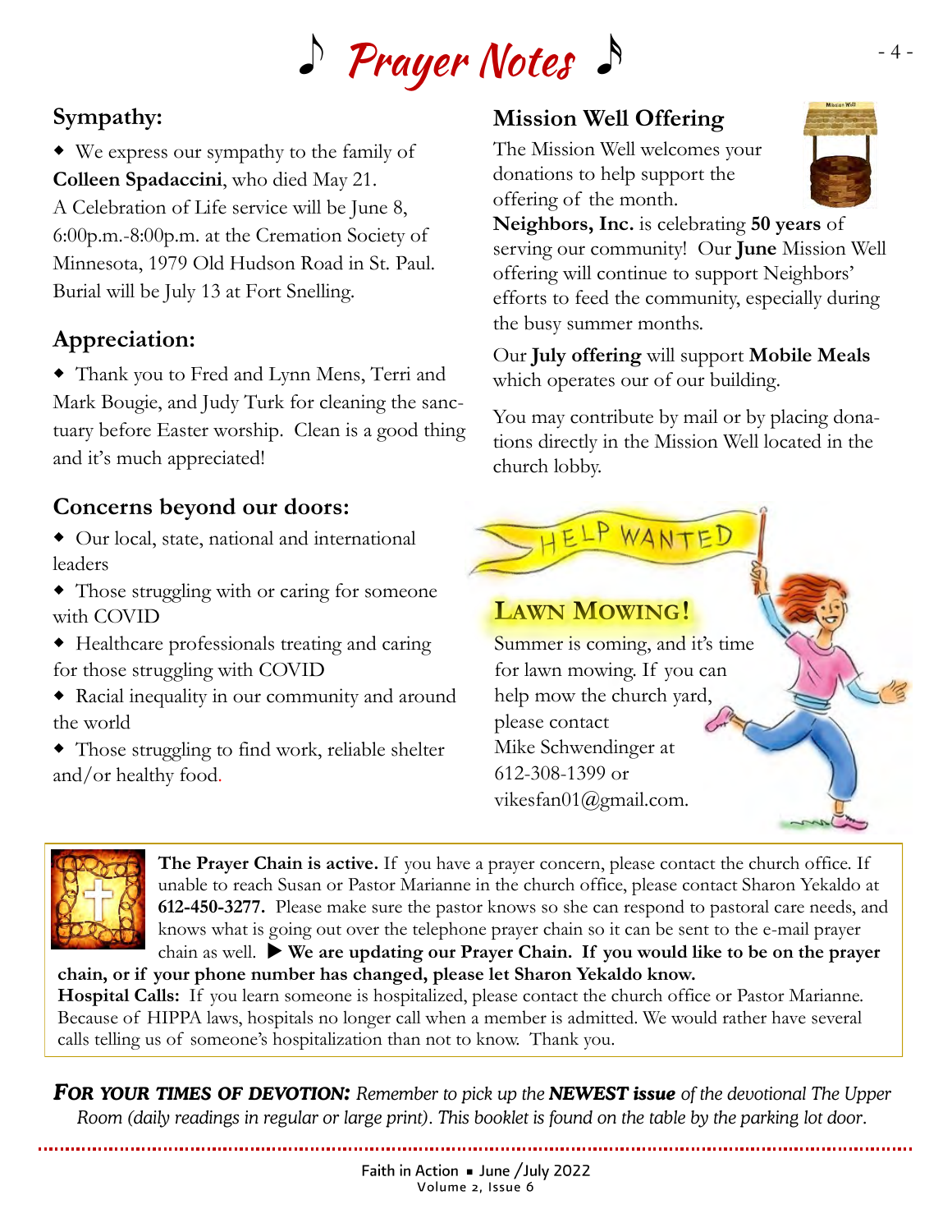# ♪ Prayer Notes ♪

## Sympathy:

- We express our sympathy to the family of **Colleen Spadaccini**, who died May 21. A Celebration of Life service will be June 8, 6:00p.m.-8:00p.m. at the Cremation Society of Minnesota, 1979 Old Hudson Road in St. Paul. Burial will be July 13 at Fort Snelling.

## Appreciation:

- Thank you to Fred and Lynn Mens, Terri and Mark Bougie, and Judy Turk for cleaning the sanctuary before Easter worship. Clean is a good thing and it's much appreciated!

## Concerns beyond our doors:

- Our local, state, national and international leaders
- Those struggling with or caring for someone with COVID
- Healthcare professionals treating and caring for those struggling with COVID
- Racial inequality in our community and around the world
- Those struggling to find work, reliable shelter and/or healthy food.

## Mission Well Offering

The Mission Well welcomes your donations to help support the offering of the month.

**Neighbors, Inc.** is celebrating **50 years** of serving our community! Our **June** Mission Well offering will continue to support Neighbors' efforts to feed the community, especially during the busy summer months.

Our **July offering** will support **Mobile Meals** which operates our of our building.

You may contribute by mail or by placing donations directly in the Mission Well located in the church lobby.

HELP WANTED

## LAWN MOWING!

Summer is coming, and it's time for lawn mowing. If you can help mow the church yard, please contact Mike Schwendinger at 612-308-1399 or vikesfan01@gmail.com.

**The Prayer Chain is active.** If you have a prayer concern, please contact the church office. If unable to reach Susan or Pastor Marianne in the church office, please contact Sharon Yekaldo at **612-450-3277.** Please make sure the pastor knows so she can respond to pastoral care needs, and knows what is going out over the telephone prayer chain so it can be sent to the e-mail prayer chain as well. ▶ **We are updating our Prayer Chain. If you would like to be on the prayer chain, or if your phone number has changed, please let Sharon Yekaldo know.**

**Hospital Calls:** If you learn someone is hospitalized, please contact the church office or Pastor Marianne. Because of HIPPA laws, hospitals no longer call when a member is admitted. We would rather have several calls telling us of someone's hospitalization than not to know. Thank you.

***FOR YOUR TIMES OF DEVOTION:*** *Remember to pick up the* ***NEWEST issue*** *of the devotional The Upper Room (daily readings in regular or large print). This booklet is found on the table by the parking lot door.*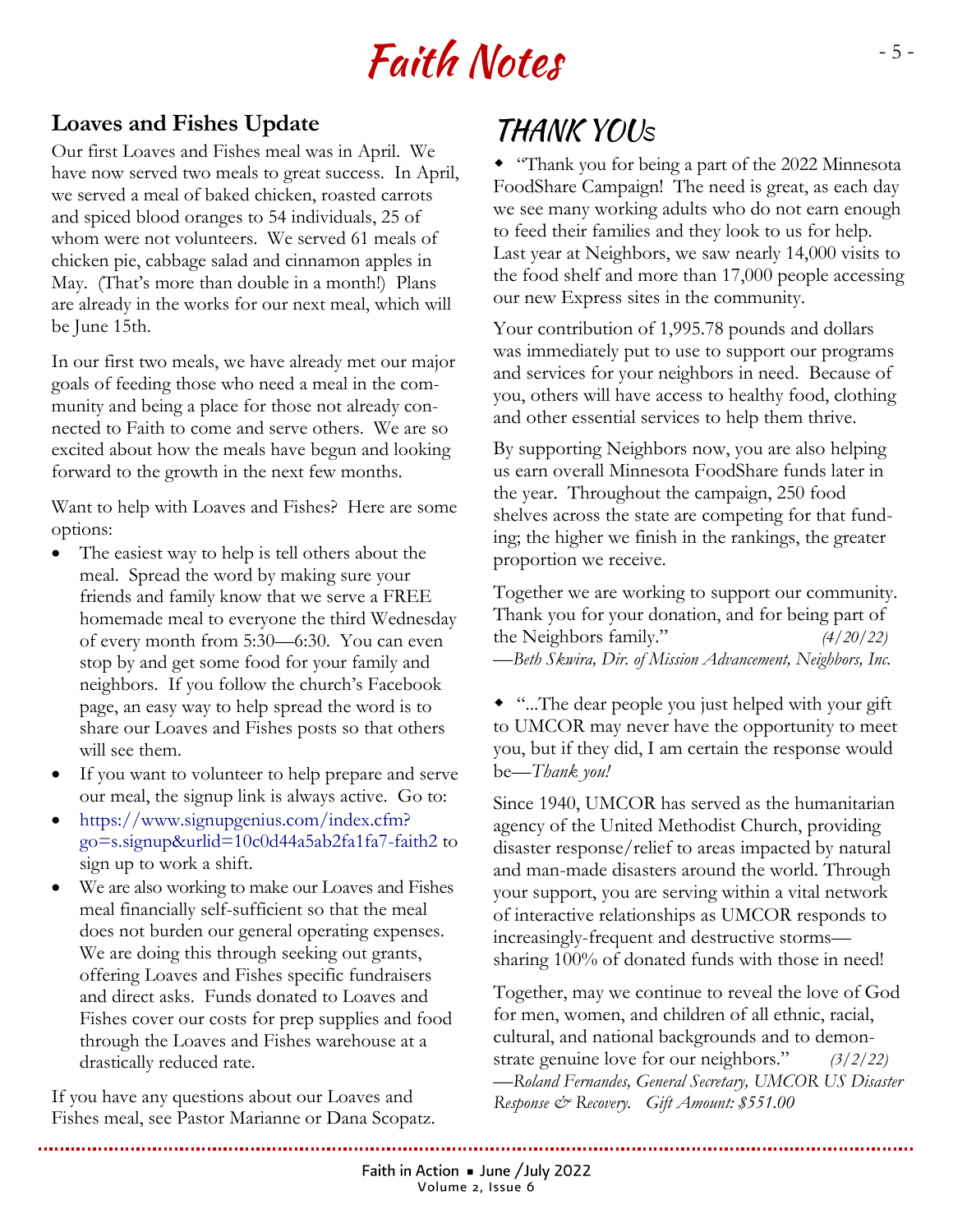# Faith Notes

## Loaves and Fishes Update

Our first Loaves and Fishes meal was in April. We have now served two meals to great success. In April, we served a meal of baked chicken, roasted carrots and spiced blood oranges to 54 individuals, 25 of whom were not volunteers. We served 61 meals of chicken pie, cabbage salad and cinnamon apples in May. (That's more than double in a month!) Plans are already in the works for our next meal, which will be June 15th.

In our first two meals, we have already met our major goals of feeding those who need a meal in the community and being a place for those not already connected to Faith to come and serve others. We are so excited about how the meals have begun and looking forward to the growth in the next few months.

Want to help with Loaves and Fishes? Here are some options:

- The easiest way to help is tell others about the meal. Spread the word by making sure your friends and family know that we serve a FREE homemade meal to everyone the third Wednesday of every month from 5:30—6:30. You can even stop by and get some food for your family and neighbors. If you follow the church's Facebook page, an easy way to help spread the word is to share our Loaves and Fishes posts so that others will see them.
- If you want to volunteer to help prepare and serve our meal, the signup link is always active. Go to:
- https://www.signupgenius.com/index.cfm?go=s.signup&urlid=10c0d44a5ab2fa1fa7-faith2 to sign up to work a shift.
- We are also working to make our Loaves and Fishes meal financially self-sufficient so that the meal does not burden our general operating expenses. We are doing this through seeking out grants, offering Loaves and Fishes specific fundraisers and direct asks. Funds donated to Loaves and Fishes cover our costs for prep supplies and food through the Loaves and Fishes warehouse at a drastically reduced rate.

If you have any questions about our Loaves and Fishes meal, see Pastor Marianne or Dana Scopatz.

## THANK YOUs

- "Thank you for being a part of the 2022 Minnesota FoodShare Campaign! The need is great, as each day we see many working adults who do not earn enough to feed their families and they look to us for help. Last year at Neighbors, we saw nearly 14,000 visits to the food shelf and more than 17,000 people accessing our new Express sites in the community.

Your contribution of 1,995.78 pounds and dollars was immediately put to use to support our programs and services for your neighbors in need. Because of you, others will have access to healthy food, clothing and other essential services to help them thrive.

By supporting Neighbors now, you are also helping us earn overall Minnesota FoodShare funds later in the year. Throughout the campaign, 250 food shelves across the state are competing for that funding; the higher we finish in the rankings, the greater proportion we receive.

Together we are working to support our community. Thank you for your donation, and for being part of the Neighbors family." *(4/20/22)*
*—Beth Skwira, Dir. of Mission Advancement, Neighbors, Inc.*

- "...The dear people you just helped with your gift to UMCOR may never have the opportunity to meet you, but if they did, I am certain the response would be—*Thank you!*

Since 1940, UMCOR has served as the humanitarian agency of the United Methodist Church, providing disaster response/relief to areas impacted by natural and man-made disasters around the world. Through your support, you are serving within a vital network of interactive relationships as UMCOR responds to increasingly-frequent and destructive storms—sharing 100% of donated funds with those in need!

Together, may we continue to reveal the love of God for men, women, and children of all ethnic, racial, cultural, and national backgrounds and to demonstrate genuine love for our neighbors." *(3/2/22)*
*—Roland Fernandes, General Secretary, UMCOR US Disaster Response & Recovery. Gift Amount: $551.00*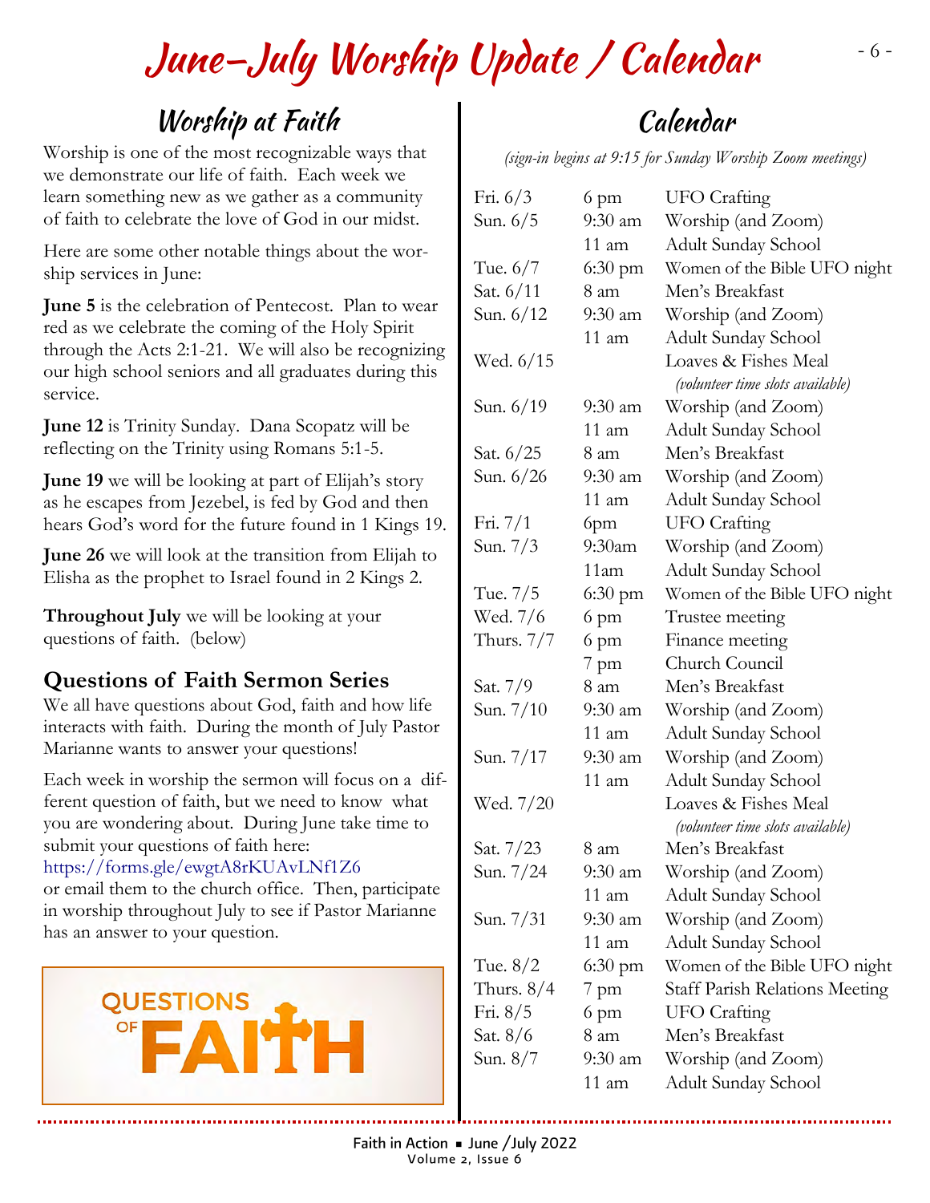# June–July Worship Update / Calendar

## Worship at Faith

Worship is one of the most recognizable ways that we demonstrate our life of faith. Each week we learn something new as we gather as a community of faith to celebrate the love of God in our midst.

Here are some other notable things about the worship services in June:

**June 5** is the celebration of Pentecost. Plan to wear red as we celebrate the coming of the Holy Spirit through the Acts 2:1-21. We will also be recognizing our high school seniors and all graduates during this service.

**June 12** is Trinity Sunday. Dana Scopatz will be reflecting on the Trinity using Romans 5:1-5.

**June 19** we will be looking at part of Elijah's story as he escapes from Jezebel, is fed by God and then hears God's word for the future found in 1 Kings 19.

**June 26** we will look at the transition from Elijah to Elisha as the prophet to Israel found in 2 Kings 2.

**Throughout July** we will be looking at your questions of faith. (below)

### Questions of Faith Sermon Series

We all have questions about God, faith and how life interacts with faith. During the month of July Pastor Marianne wants to answer your questions!

Each week in worship the sermon will focus on a different question of faith, but we need to know what you are wondering about. During June take time to submit your questions of faith here: https://forms.gle/ewgtA8rKUAvLNf1Z6 or email them to the church office. Then, participate in worship throughout July to see if Pastor Marianne has an answer to your question.

QUESTIONS OF FAITH

## Calendar

*(sign-in begins at 9:15 for Sunday Worship Zoom meetings)*

| | | |
|---|---|---|
| Fri. 6/3 | 6 pm | UFO Crafting |
| Sun. 6/5 | 9:30 am | Worship (and Zoom) |
| | 11 am | Adult Sunday School |
| Tue. 6/7 | 6:30 pm | Women of the Bible UFO night |
| Sat. 6/11 | 8 am | Men's Breakfast |
| Sun. 6/12 | 9:30 am | Worship (and Zoom) |
| | 11 am | Adult Sunday School |
| Wed. 6/15 | | Loaves & Fishes Meal *(volunteer time slots available)* |
| Sun. 6/19 | 9:30 am | Worship (and Zoom) |
| | 11 am | Adult Sunday School |
| Sat. 6/25 | 8 am | Men's Breakfast |
| Sun. 6/26 | 9:30 am | Worship (and Zoom) |
| | 11 am | Adult Sunday School |
| Fri. 7/1 | 6pm | UFO Crafting |
| Sun. 7/3 | 9:30am | Worship (and Zoom) |
| | 11am | Adult Sunday School |
| Tue. 7/5 | 6:30 pm | Women of the Bible UFO night |
| Wed. 7/6 | 6 pm | Trustee meeting |
| Thurs. 7/7 | 6 pm | Finance meeting |
| | 7 pm | Church Council |
| Sat. 7/9 | 8 am | Men's Breakfast |
| Sun. 7/10 | 9:30 am | Worship (and Zoom) |
| | 11 am | Adult Sunday School |
| Sun. 7/17 | 9:30 am | Worship (and Zoom) |
| | 11 am | Adult Sunday School |
| Wed. 7/20 | | Loaves & Fishes Meal *(volunteer time slots available)* |
| Sat. 7/23 | 8 am | Men's Breakfast |
| Sun. 7/24 | 9:30 am | Worship (and Zoom) |
| | 11 am | Adult Sunday School |
| Sun. 7/31 | 9:30 am | Worship (and Zoom) |
| | 11 am | Adult Sunday School |
| Tue. 8/2 | 6:30 pm | Women of the Bible UFO night |
| Thurs. 8/4 | 7 pm | Staff Parish Relations Meeting |
| Fri. 8/5 | 6 pm | UFO Crafting |
| Sat. 8/6 | 8 am | Men's Breakfast |
| Sun. 8/7 | 9:30 am | Worship (and Zoom) |
| | 11 am | Adult Sunday School |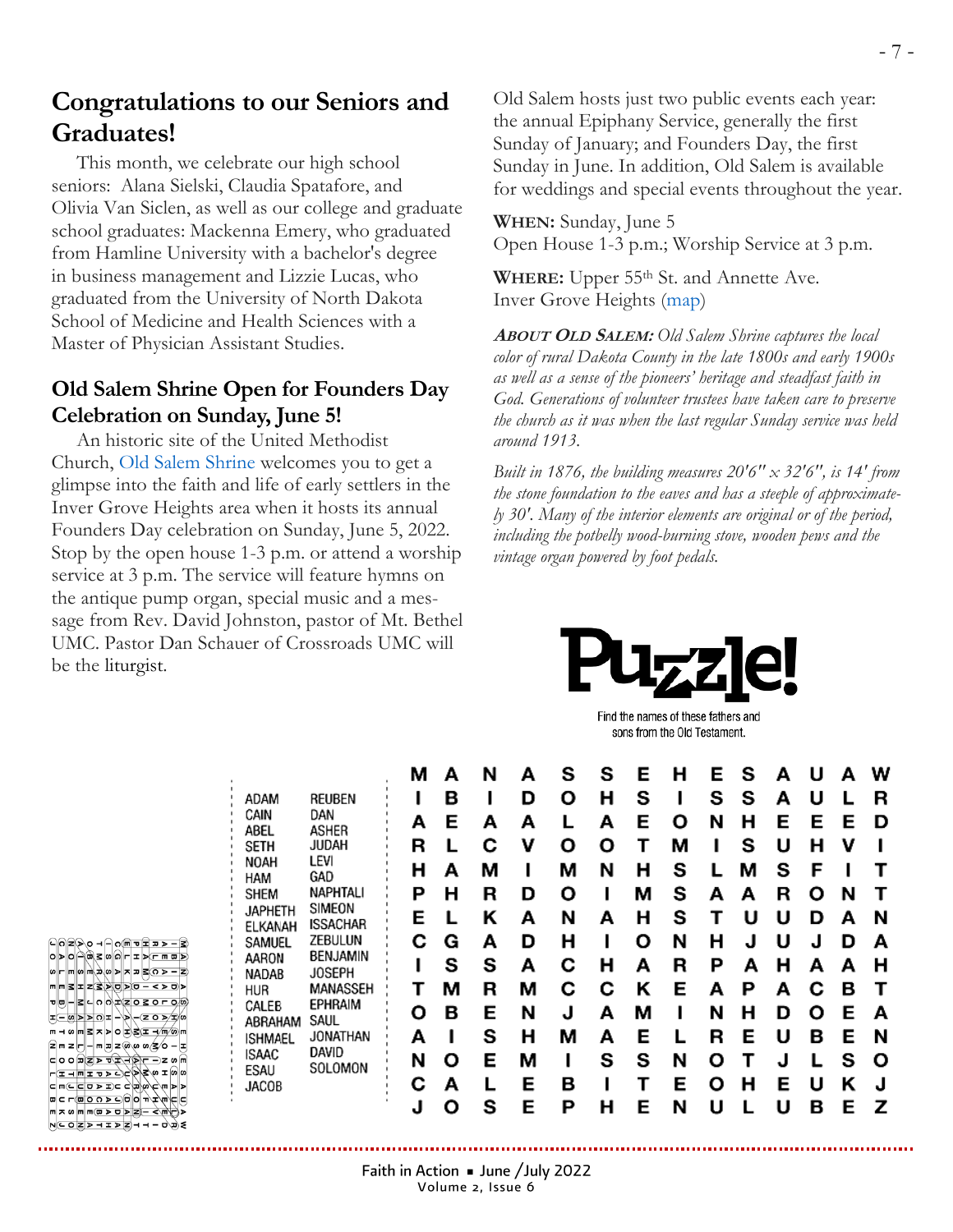## Congratulations to our Seniors and Graduates!

This month, we celebrate our high school seniors: Alana Sielski, Claudia Spatafore, and Olivia Van Siclen, as well as our college and graduate school graduates: Mackenna Emery, who graduated from Hamline University with a bachelor's degree in business management and Lizzie Lucas, who graduated from the University of North Dakota School of Medicine and Health Sciences with a Master of Physician Assistant Studies.

### Old Salem Shrine Open for Founders Day Celebration on Sunday, June 5!

An historic site of the United Methodist Church, Old Salem Shrine welcomes you to get a glimpse into the faith and life of early settlers in the Inver Grove Heights area when it hosts its annual Founders Day celebration on Sunday, June 5, 2022. Stop by the open house 1-3 p.m. or attend a worship service at 3 p.m. The service will feature hymns on the antique pump organ, special music and a message from Rev. David Johnston, pastor of Mt. Bethel UMC. Pastor Dan Schauer of Crossroads UMC will be the liturgist.

Old Salem hosts just two public events each year: the annual Epiphany Service, generally the first Sunday of January; and Founders Day, the first Sunday in June. In addition, Old Salem is available for weddings and special events throughout the year.

**WHEN:** Sunday, June 5
Open House 1-3 p.m.; Worship Service at 3 p.m.

**WHERE:** Upper 55th St. and Annette Ave.
Inver Grove Heights (map)

***ABOUT OLD SALEM:*** *Old Salem Shrine captures the local color of rural Dakota County in the late 1800s and early 1900s as well as a sense of the pioneers' heritage and steadfast faith in God. Generations of volunteer trustees have taken care to preserve the church as it was when the last regular Sunday service was held around 1913.*

*Built in 1876, the building measures 20'6" x 32'6", is 14' from the stone foundation to the eaves and has a steeple of approximately 30'. Many of the interior elements are original or of the period, including the potbelly wood-burning stove, wooden pews and the vintage organ powered by foot pedals.*

## Puzzle!

Find the names of these fathers and sons from the Old Testament.

| | |
|---|---|
| ADAM | REUBEN |
| CAIN | DAN |
| ABEL | ASHER |
| SETH | JUDAH |
| NOAH | LEVI |
| HAM | GAD |
| SHEM | NAPHTALI |
| JAPHETH | SIMEON |
| ELKANAH | ISSACHAR |
| SAMUEL | ZEBULUN |
| AARON | BENJAMIN |
| NADAB | JOSEPH |
| HUR | MANASSEH |
| CALEB | EPHRAIM |
| ABRAHAM | SAUL |
| ISHMAEL | JONATHAN |
| ISAAC | DAVID |
| ESAU | SOLOMON |
| JACOB | |

```
M A N A S S E H E S A U A W
I B I D O H S I S S A U L R
A E A A L A E O N H E E E D
R L C V O O T M I S U H V I
H A M I M N H S L M S F I T
P H R D O I M S A A R O N T
E L K A N A H S T U U D A N
C G A D H I O N H J U J D A
I S S A C H A R P A H A A H
T M R M C C K E A P A C B T
O B E N J A M I N H D O E A
A I S H M A E L R E U B E N
N O E M I S S N O T J L S O
C A L E B I T E O H E U K J
J O S E P H E N U L U B E Z
```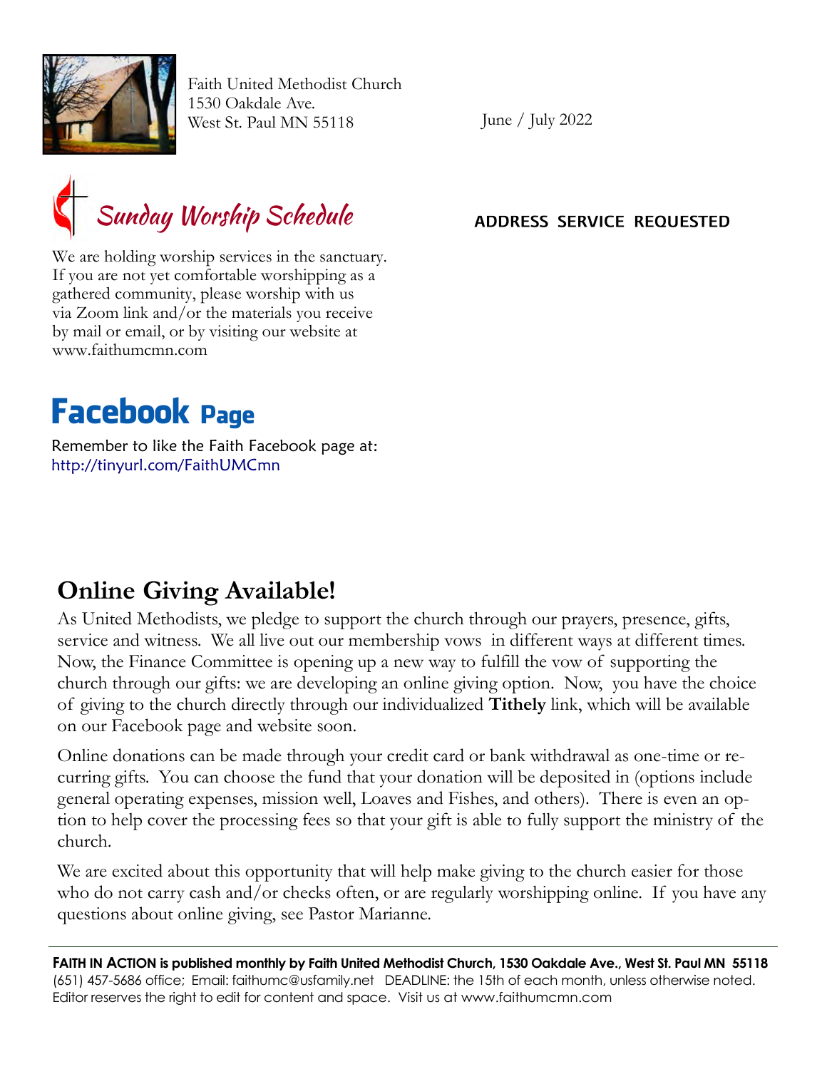Faith United Methodist Church
1530 Oakdale Ave.
West St. Paul MN 55118

June / July 2022

**ADDRESS SERVICE REQUESTED**

## Sunday Worship Schedule

We are holding worship services in the sanctuary. If you are not yet comfortable worshipping as a gathered community, please worship with us via Zoom link and/or the materials you receive by mail or email, or by visiting our website at www.faithumcmn.com

## Facebook Page

Remember to like the Faith Facebook page at:
http://tinyurl.com/FaithUMCmn

## Online Giving Available!

As United Methodists, we pledge to support the church through our prayers, presence, gifts, service and witness. We all live out our membership vows in different ways at different times. Now, the Finance Committee is opening up a new way to fulfill the vow of supporting the church through our gifts: we are developing an online giving option. Now, you have the choice of giving to the church directly through our individualized **Tithely** link, which will be available on our Facebook page and website soon.

Online donations can be made through your credit card or bank withdrawal as one-time or recurring gifts. You can choose the fund that your donation will be deposited in (options include general operating expenses, mission well, Loaves and Fishes, and others). There is even an option to help cover the processing fees so that your gift is able to fully support the ministry of the church.

We are excited about this opportunity that will help make giving to the church easier for those who do not carry cash and/or checks often, or are regularly worshipping online. If you have any questions about online giving, see Pastor Marianne.

---

**FAITH IN ACTION is published monthly by Faith United Methodist Church, 1530 Oakdale Ave., West St. Paul MN 55118**
(651) 457-5686 office; Email: faithumc@usfamily.net DEADLINE: the 15th of each month, unless otherwise noted. Editor reserves the right to edit for content and space. Visit us at www.faithumcmn.com